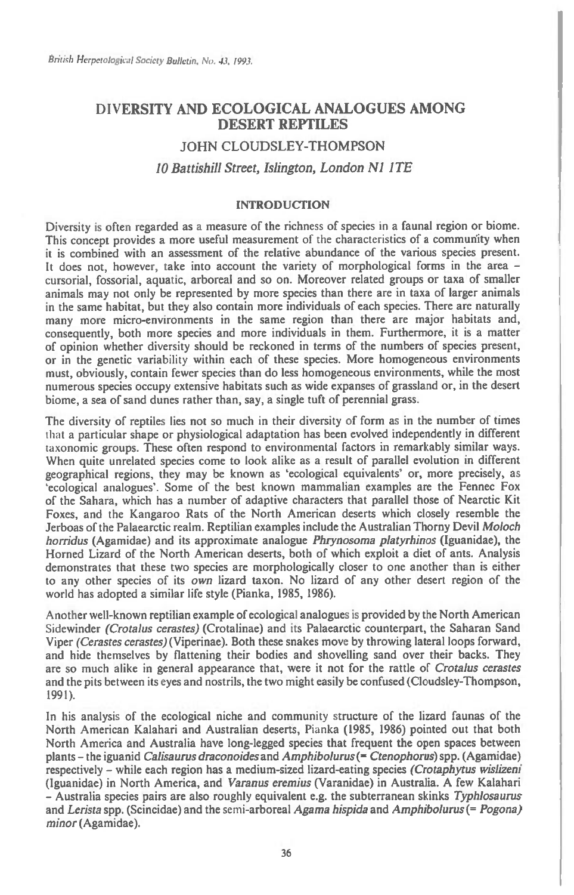# DIVERSITY AND ECOLOGICAL ANALOGUES AMONG DESERT REPTILES

## JOHN CLOUDSLEY-THOMPSON

*10 Battishill Street, Islington, London N1 1TE*

## INTRODUCTION

Diversity is often regarded as a measure of the richness of species in a faunal region or biome. This concept provides a more useful measurement of the characteristics of a community when it is combined with an assessment of the relative abundance of the various species present. It does not, however, take into account the variety of morphological forms in the area – cursorial, fossorial, aquatic, arboreal and so on. Moreover related groups or taxa of smaller animals may not only be represented by more species than there are in taxa of larger animals in the same habitat, but they also contain more individuals of each species. There are naturally many more micro-environments in the same region than there are major habitats and, consequently, both more species and more individuals in them. Furthermore, it is a matter of opinion whether diversity should be reckoned in terms of the numbers of species present, or in the genetic variability within each of these species. More homogeneous environments must, obviously, contain fewer species than do less homogeneous environments, while the most numerous species occupy extensive habitats such as wide expanses of grassland or, in the desert biome, a sea of sand dunes rather than, say, a single tuft of perennial grass.

The diversity of reptiles lies not so much in their diversity of form as in the number of times that a particular shape or physiological adaptation has been evolved independently in different taxonomic groups. These often respond to environmental factors in remarkably similar ways. When quite unrelated species come to look alike as a result of parallel evolution in different geographical regions, they may be known as 'ecological equivalents' or, more precisely, as 'ecological analogues'. Some of the best known mammalian examples are the Fennec Fox of the Sahara, which has a number of adaptive characters that parallel those of Nearctic Kit Foxes, and the Kangaroo Rats of the North American deserts which closely resemble the Jerboas of the Palaearctic realm. Reptilian examples include the Australian Thorny Devil *Moloch horridus* (Agamidae) and its approximate analogue *Phrynosoma platyrhinos* (Iguanidae), the Horned Lizard of the North American deserts, both of which exploit a diet of ants. Analysis demonstrates that these two species are morphologically closer to one another than is either to any other species of its *own* lizard taxon. No lizard of any other desert region of the world has adopted a similar life style (Pianka, 1985, 1986).

Another well-known reptilian example of ecological analogues is provided by the North American Sidewinder *(Crotalus cerastes)* (Crotalinae) and its Palaearctic counterpart, the Saharan Sand Viper *(Cerastes cerastes)* (Viperinae). Both these snakes move by throwing lateral loops forward, and hide themselves by flattening their bodies and shovelling sand over their backs. They are so much alike in general appearance that, were it not for the rattle of *Crotalus cerastes* and the pits between its eyes and nostrils, the two might easily be confused (Cloudsley-Thompson, 1991).

In his analysis of the ecological niche and community structure of the lizard faunas of the North American Kalahari and Australian deserts, Pianka (1985, 1986) pointed out that both North America and Australia have long-legged species that frequent the open spaces between plants – the iguanid *Calisaurus draconoides* and *Amphibolurus* (= *Ctenophorus*) spp. (Agamidae) respectively – while each region has a medium-sized lizard-eating species *(Crotaphytus wislizeni* (Iguanidae) in North America, and *Varanus eremius* (Varanidae) in Australia. A few Kalahari – Australia species pairs are also roughly equivalent e.g. the subterranean skinks *Typhlosaurus* and *Lerista* spp. (Scincidae) and the semi-arboreal *Agama hispida* and *Amphibolurus* (= *Pogona*) *minor* (Agamidae).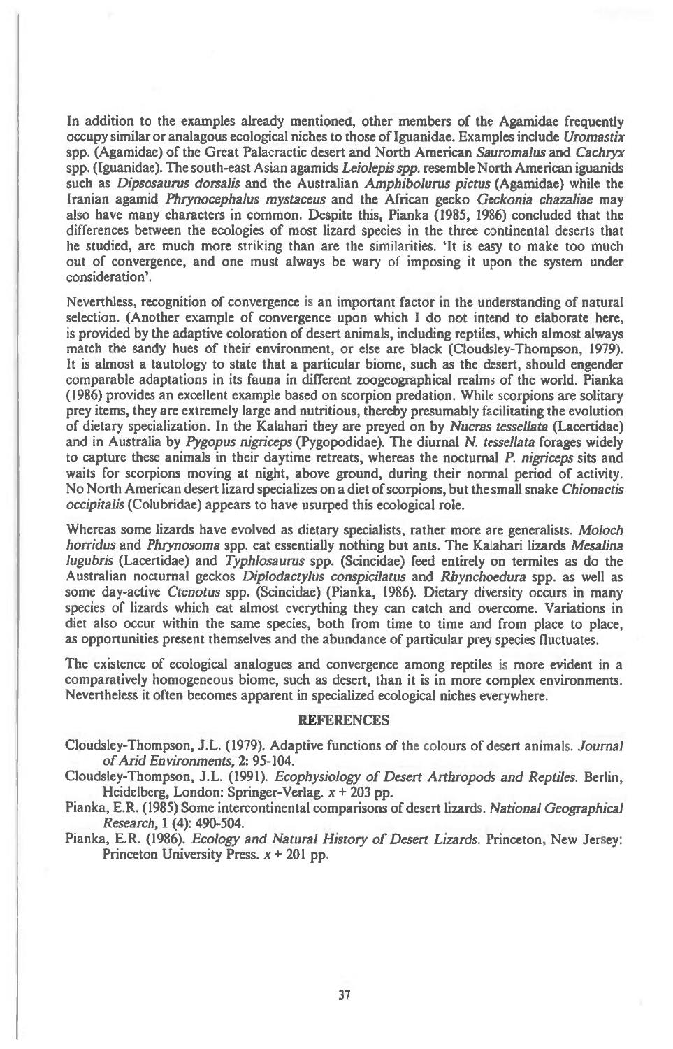In addition to the examples already mentioned, other members of the Agamidae frequently occupy similar or analagous ecological niches to those of Iguanidae. Examples include *Uromastix* spp. (Agamidae) of the Great Palaearctic desert and North American *Sauromalus* and *Cachryx* spp. (Iguanidae). The south-east Asian agamids *Leiolepis spp.* resemble North American iguanids such as *Dipsosaurus dorsalis* and the Australian *Amphibolurus pictus* (Agamidae) while the Iranian agamid *Phrynocephalus mystaceus* and the African gecko *Geckonia chazaliae* may also have many characters in common. Despite this, Pianka (1985, 1986) concluded that the differences between the ecologies of most lizard species in the three continental deserts that he studied, are much more striking than are the similarities. 'It is easy to make too much out of convergence, and one must always be wary of imposing it upon the system under consideration'.

Neverthless, recognition of convergence is an important factor in the understanding of natural selection. (Another example of convergence upon which I do not intend to elaborate here, is provided by the adaptive coloration of desert animals, including reptiles, which almost always match the sandy hues of their environment, or else are black (Cloudsley-Thompson, 1979). It is almost a tautology to state that a particular biome, such as the desert, should engender comparable adaptations in its fauna in different zoogeographical realms of the world. Pianka (1986) provides an excellent example based on scorpion predation. While scorpions are solitary prey items, they are extremely large and nutritious, thereby presumably facilitating the evolution of dietary specialization. In the Kalahari they are preyed on by *Nucras tessellata* (Lacertidae) and in Australia by *Pygopus nigriceps* (Pygopodidae). The diurnal *N. tessellata* forages widely to capture these animals in their daytime retreats, whereas the nocturnal *P. nigriceps* sits and waits for scorpions moving at night, above ground, during their normal period of activity. No North American desert lizard specializes on a diet of scorpions, but the small snake *Chionactis occipitalis* (Colubridae) appears to have usurped this ecological role.

Whereas some lizards have evolved as dietary specialists, rather more are generalists. *Moloch horridus* and *Phrynosoma* spp. eat essentially nothing but ants. The Kalahari lizards *Mesalina lugubris* (Lacertidae) and *Typhlosaurus* spp. (Scincidae) feed entirely on termites as do the Australian nocturnal geckos *Diplodactylus conspicilatus* and *Rhynchoedura* spp. as well as some day-active *Ctenotus* spp. (Scincidae) (Pianka, 1986). Dietary diversity occurs in many species of lizards which eat almost everything they can catch and overcome. Variations in diet also occur within the same species, both from time to time and from place to place, as opportunities present themselves and the abundance of particular prey species fluctuates.

The existence of ecological analogues and convergence among reptiles is more evident in a comparatively homogeneous biome, such as desert, than it is in more complex environments. Nevertheless it often becomes apparent in specialized ecological niches everywhere.

## REFERENCES

Cloudsley-Thompson, J.L. (1979). Adaptive functions of the colours of desert animals. *Journal of Arid Environments,* **2:** 95-104.

Cloudsley-Thompson, J.L. (1991). *Ecophysiology of Desert Arthropods and Reptiles.* Berlin, Heidelberg, London: Springer-Verlag. *x* + 203 pp.

Pianka, E.R. (1985) Some intercontinental comparisons of desert lizards. *National Geographical Research,* **1** (4): 490-504.

Pianka, E.R. (1986). *Ecology and Natural History of Desert Lizards.* Princeton, New Jersey: Princeton University Press. *x* + 201 pp.